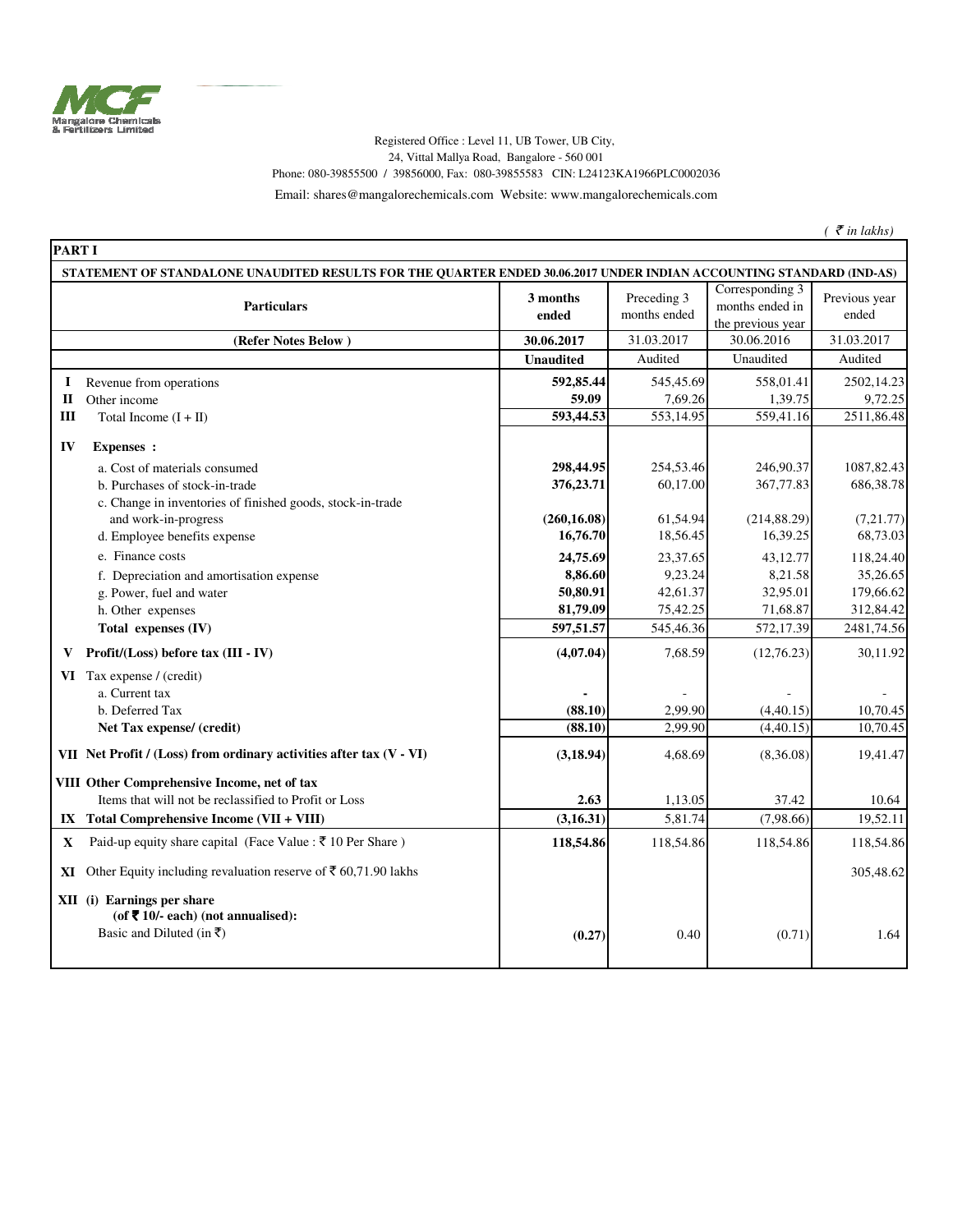Mangalore Chemicals & Fertilizers Limited

Registered Office : Level 11, UB Tower, UB City,
24, Vittal Mallya Road, Bangalore - 560 001
Phone: 080-39855500 / 39856000, Fax: 080-39855583 CIN: L24123KA1966PLC0002036
Email: shares@mangalorechemicals.com Website: www.mangalorechemicals.com

*( ₹ in lakhs)*

**PART I**

**STATEMENT OF STANDALONE UNAUDITED RESULTS FOR THE QUARTER ENDED 30.06.2017 UNDER INDIAN ACCOUNTING STANDARD (IND-AS)**

| | Particulars | 3 months ended | Preceding 3 months ended | Corresponding 3 months ended in the previous year | Previous year ended |
|---|---|---|---|---|---|
| | **(Refer Notes Below )** | **30.06.2017** | 31.03.2017 | 30.06.2016 | 31.03.2017 |
| | | **Unaudited** | Audited | Unaudited | Audited |
| **I** | Revenue from operations | **592,85.44** | 545,45.69 | 558,01.41 | 2502,14.23 |
| **II** | Other income | **59.09** | 7,69.26 | 1,39.75 | 9,72.25 |
| **III** | Total Income (I + II) | **593,44.53** | 553,14.95 | 559,41.16 | 2511,86.48 |
| **IV** | **Expenses :** | | | | |
| | a. Cost of materials consumed | **298,44.95** | 254,53.46 | 246,90.37 | 1087,82.43 |
| | b. Purchases of stock-in-trade | **376,23.71** | 60,17.00 | 367,77.83 | 686,38.78 |
| | c. Change in inventories of finished goods, stock-in-trade and work-in-progress | **(260,16.08)** | 61,54.94 | (214,88.29) | (7,21.77) |
| | d. Employee benefits expense | **16,76.70** | 18,56.45 | 16,39.25 | 68,73.03 |
| | e. Finance costs | **24,75.69** | 23,37.65 | 43,12.77 | 118,24.40 |
| | f. Depreciation and amortisation expense | **8,86.60** | 9,23.24 | 8,21.58 | 35,26.65 |
| | g. Power, fuel and water | **50,80.91** | 42,61.37 | 32,95.01 | 179,66.62 |
| | h. Other expenses | **81,79.09** | 75,42.25 | 71,68.87 | 312,84.42 |
| | **Total expenses (IV)** | **597,51.57** | 545,46.36 | 572,17.39 | 2481,74.56 |
| **V** | **Profit/(Loss) before tax (III - IV)** | **(4,07.04)** | 7,68.59 | (12,76.23) | 30,11.92 |
| **VI** | Tax expense / (credit) | | | | |
| | a. Current tax | **-** | - | - | - |
| | b. Deferred Tax | **(88.10)** | 2,99.90 | (4,40.15) | 10,70.45 |
| | **Net Tax expense/ (credit)** | **(88.10)** | 2,99.90 | (4,40.15) | 10,70.45 |
| **VII** | **Net Profit / (Loss) from ordinary activities after tax (V - VI)** | **(3,18.94)** | 4,68.69 | (8,36.08) | 19,41.47 |
| **VIII** | **Other Comprehensive Income, net of tax** | | | | |
| | Items that will not be reclassified to Profit or Loss | **2.63** | 1,13.05 | 37.42 | 10.64 |
| **IX** | **Total Comprehensive Income (VII + VIII)** | **(3,16.31)** | 5,81.74 | (7,98.66) | 19,52.11 |
| **X** | Paid-up equity share capital (Face Value : ₹ 10 Per Share ) | **118,54.86** | 118,54.86 | 118,54.86 | 118,54.86 |
| **XI** | Other Equity including revaluation reserve of ₹ 60,71.90 lakhs | | | | 305,48.62 |
| **XII** | **(i) Earnings per share (of ₹ 10/- each) (not annualised):** | | | | |
| | Basic and Diluted (in ₹) | **(0.27)** | 0.40 | (0.71) | 1.64 |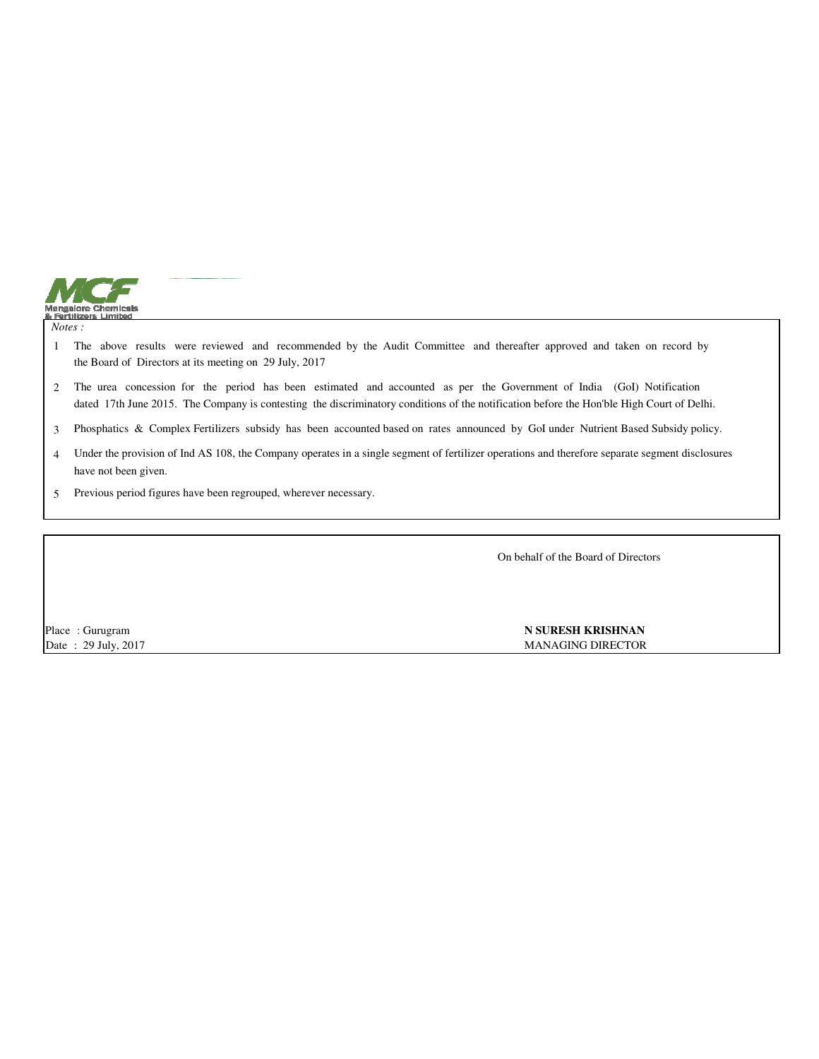*Notes :*

1. The above results were reviewed and recommended by the Audit Committee and thereafter approved and taken on record by the Board of Directors at its meeting on 29 July, 2017
2. The urea concession for the period has been estimated and accounted as per the Government of India (GoI) Notification dated 17th June 2015. The Company is contesting the discriminatory conditions of the notification before the Hon'ble High Court of Delhi.
3. Phosphatics & Complex Fertilizers subsidy has been accounted based on rates announced by GoI under Nutrient Based Subsidy policy.
4. Under the provision of Ind AS 108, the Company operates in a single segment of fertilizer operations and therefore separate segment disclosures have not been given.
5. Previous period figures have been regrouped, wherever necessary.

On behalf of the Board of Directors

Place : Gurugram
Date : 29 July, 2017

**N SURESH KRISHNAN**
MANAGING DIRECTOR